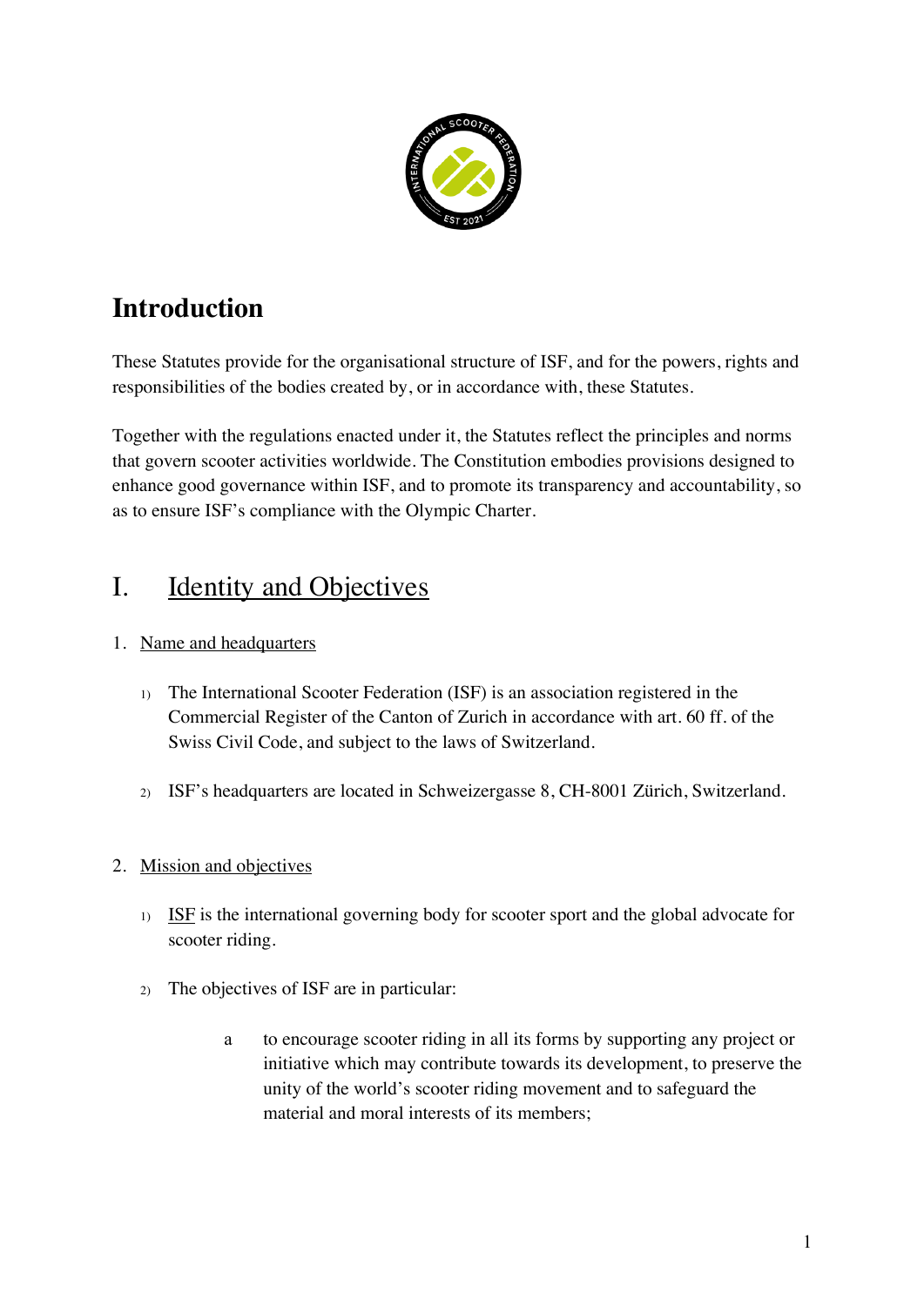# Introduction

These Statutes provide for the organisational structure of ISF, and for the powers, rights and responsibilities of the bodies created by, or in accordance with, these Statutes.

Together with the regulations enacted under it, the Statutes reflect the principles and norms that govern scooter activities worldwide. The Constitution embodies provisions designed to enhance good governance within ISF, and to promote its transparency and accountability, so as to ensure ISF's compliance with the Olympic Charter.

## I. Identity and Objectives

### 1. Name and headquarters

1) The International Scooter Federation (ISF) is an association registered in the Commercial Register of the Canton of Zurich in accordance with art. 60 ff. of the Swiss Civil Code, and subject to the laws of Switzerland.

2) ISF's headquarters are located in Schweizergasse 8, CH-8001 Zürich, Switzerland.

### 2. Mission and objectives

1) ISF is the international governing body for scooter sport and the global advocate for scooter riding.

2) The objectives of ISF are in particular:

   a. to encourage scooter riding in all its forms by supporting any project or initiative which may contribute towards its development, to preserve the unity of the world's scooter riding movement and to safeguard the material and moral interests of its members;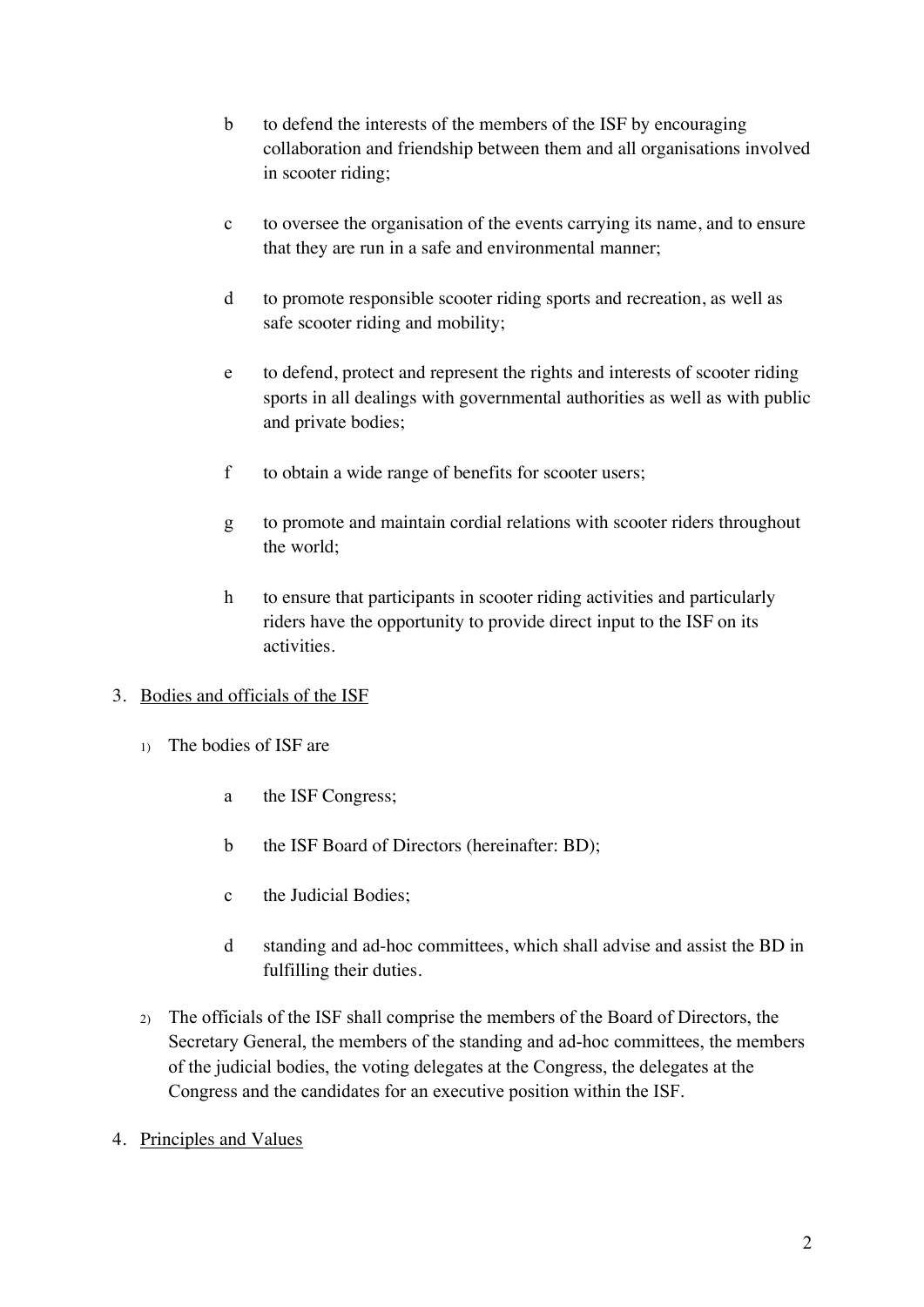b to defend the interests of the members of the ISF by encouraging collaboration and friendship between them and all organisations involved in scooter riding;

c to oversee the organisation of the events carrying its name, and to ensure that they are run in a safe and environmental manner;

d to promote responsible scooter riding sports and recreation, as well as safe scooter riding and mobility;

e to defend, protect and represent the rights and interests of scooter riding sports in all dealings with governmental authorities as well as with public and private bodies;

f to obtain a wide range of benefits for scooter users;

g to promote and maintain cordial relations with scooter riders throughout the world;

h to ensure that participants in scooter riding activities and particularly riders have the opportunity to provide direct input to the ISF on its activities.

3. <u>Bodies and officials of the ISF</u>

1) The bodies of ISF are

a the ISF Congress;

b the ISF Board of Directors (hereinafter: BD);

c the Judicial Bodies;

d standing and ad-hoc committees, which shall advise and assist the BD in fulfilling their duties.

2) The officials of the ISF shall comprise the members of the Board of Directors, the Secretary General, the members of the standing and ad-hoc committees, the members of the judicial bodies, the voting delegates at the Congress, the delegates at the Congress and the candidates for an executive position within the ISF.

4. <u>Principles and Values</u>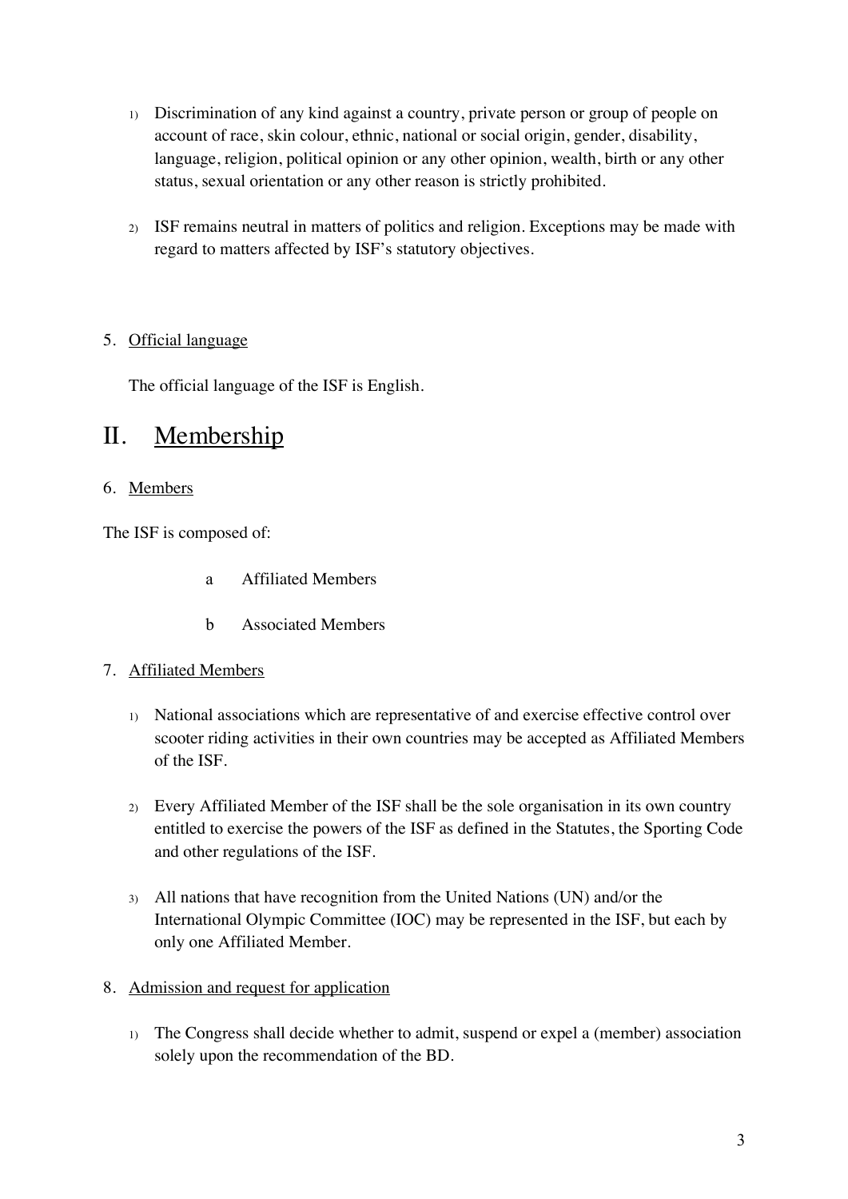1) Discrimination of any kind against a country, private person or group of people on account of race, skin colour, ethnic, national or social origin, gender, disability, language, religion, political opinion or any other opinion, wealth, birth or any other status, sexual orientation or any other reason is strictly prohibited.

2) ISF remains neutral in matters of politics and religion. Exceptions may be made with regard to matters affected by ISF's statutory objectives.

5. Official language

The official language of the ISF is English.

# II. Membership

6. Members

The ISF is composed of:

a Affiliated Members

b Associated Members

7. Affiliated Members

1) National associations which are representative of and exercise effective control over scooter riding activities in their own countries may be accepted as Affiliated Members of the ISF.

2) Every Affiliated Member of the ISF shall be the sole organisation in its own country entitled to exercise the powers of the ISF as defined in the Statutes, the Sporting Code and other regulations of the ISF.

3) All nations that have recognition from the United Nations (UN) and/or the International Olympic Committee (IOC) may be represented in the ISF, but each by only one Affiliated Member.

8. Admission and request for application

1) The Congress shall decide whether to admit, suspend or expel a (member) association solely upon the recommendation of the BD.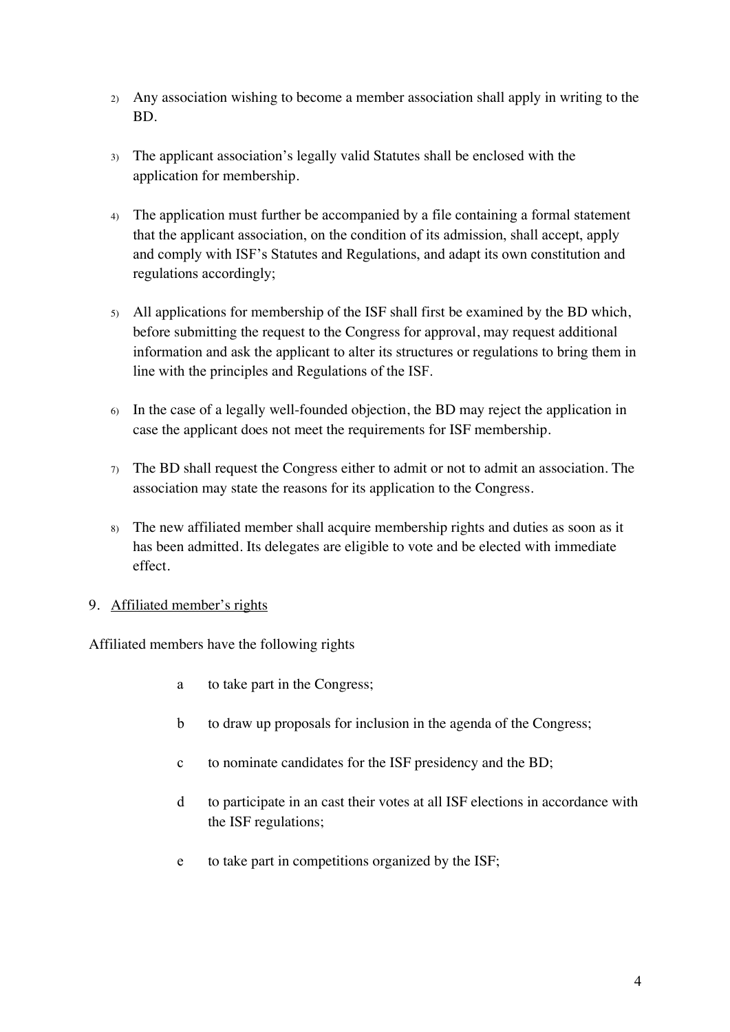2) Any association wishing to become a member association shall apply in writing to the BD.

3) The applicant association's legally valid Statutes shall be enclosed with the application for membership.

4) The application must further be accompanied by a file containing a formal statement that the applicant association, on the condition of its admission, shall accept, apply and comply with ISF's Statutes and Regulations, and adapt its own constitution and regulations accordingly;

5) All applications for membership of the ISF shall first be examined by the BD which, before submitting the request to the Congress for approval, may request additional information and ask the applicant to alter its structures or regulations to bring them in line with the principles and Regulations of the ISF.

6) In the case of a legally well-founded objection, the BD may reject the application in case the applicant does not meet the requirements for ISF membership.

7) The BD shall request the Congress either to admit or not to admit an association. The association may state the reasons for its application to the Congress.

8) The new affiliated member shall acquire membership rights and duties as soon as it has been admitted. Its delegates are eligible to vote and be elected with immediate effect.

9. <u>Affiliated member's rights</u>

Affiliated members have the following rights

a to take part in the Congress;

b to draw up proposals for inclusion in the agenda of the Congress;

c to nominate candidates for the ISF presidency and the BD;

d to participate in an cast their votes at all ISF elections in accordance with the ISF regulations;

e to take part in competitions organized by the ISF;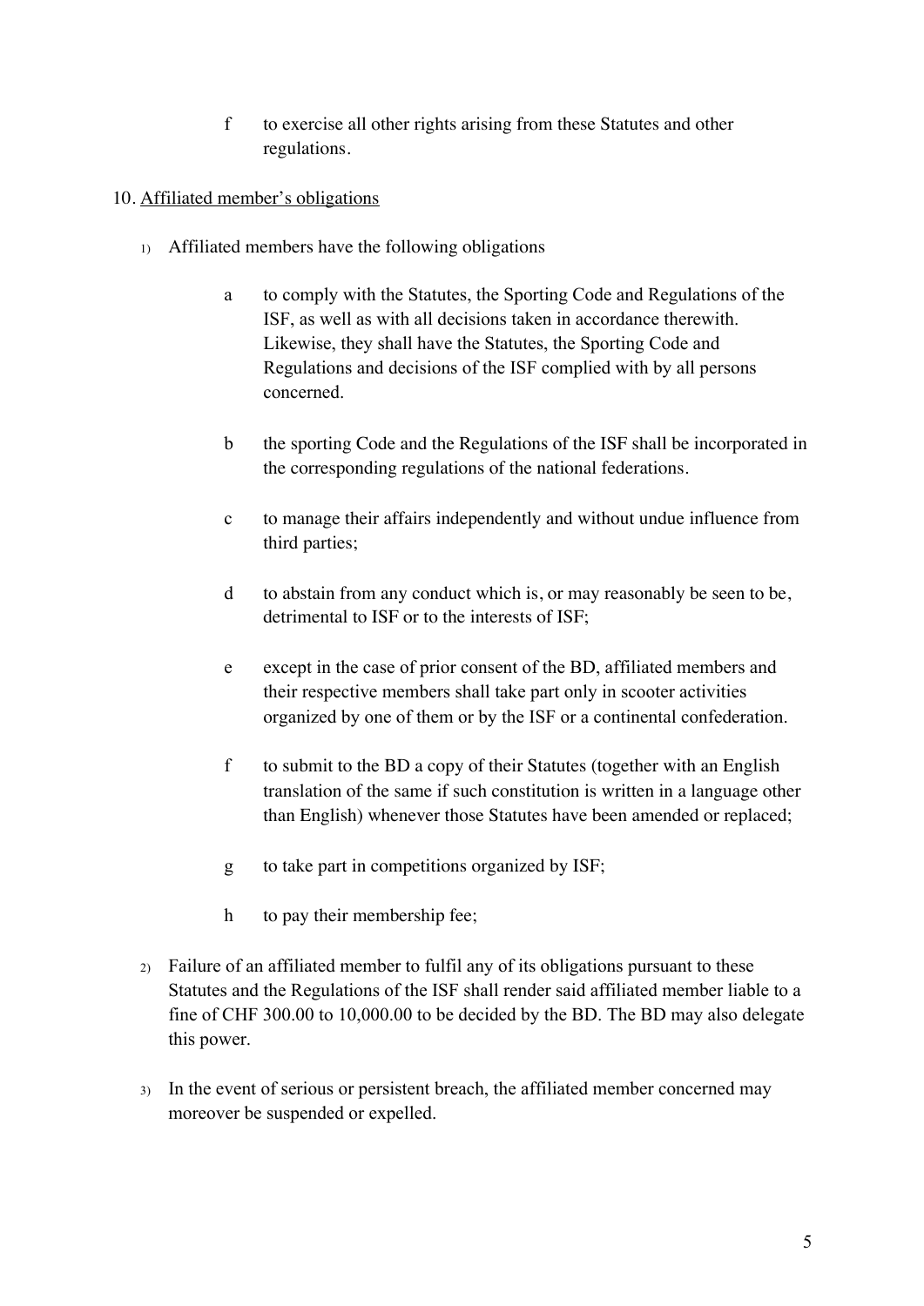f to exercise all other rights arising from these Statutes and other regulations.

10. <u>Affiliated member's obligations</u>

1) Affiliated members have the following obligations

   a to comply with the Statutes, the Sporting Code and Regulations of the ISF, as well as with all decisions taken in accordance therewith. Likewise, they shall have the Statutes, the Sporting Code and Regulations and decisions of the ISF complied with by all persons concerned.

   b the sporting Code and the Regulations of the ISF shall be incorporated in the corresponding regulations of the national federations.

   c to manage their affairs independently and without undue influence from third parties;

   d to abstain from any conduct which is, or may reasonably be seen to be, detrimental to ISF or to the interests of ISF;

   e except in the case of prior consent of the BD, affiliated members and their respective members shall take part only in scooter activities organized by one of them or by the ISF or a continental confederation.

   f to submit to the BD a copy of their Statutes (together with an English translation of the same if such constitution is written in a language other than English) whenever those Statutes have been amended or replaced;

   g to take part in competitions organized by ISF;

   h to pay their membership fee;

2) Failure of an affiliated member to fulfil any of its obligations pursuant to these Statutes and the Regulations of the ISF shall render said affiliated member liable to a fine of CHF 300.00 to 10,000.00 to be decided by the BD. The BD may also delegate this power.

3) In the event of serious or persistent breach, the affiliated member concerned may moreover be suspended or expelled.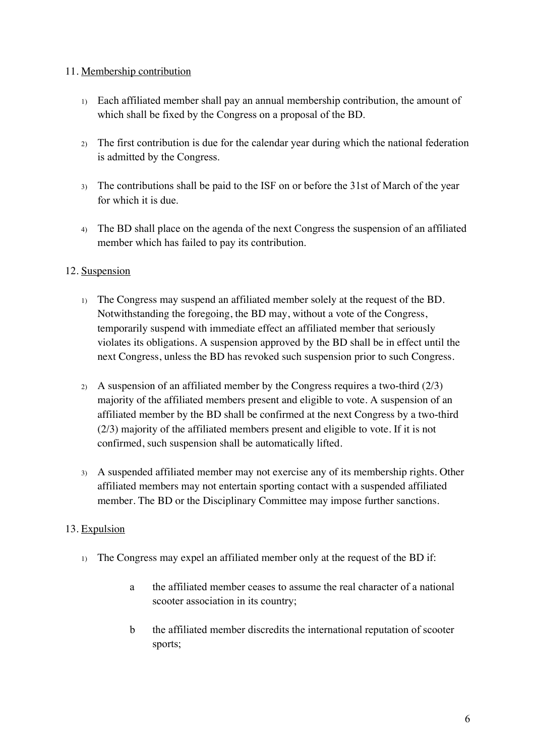## 11. Membership contribution

1) Each affiliated member shall pay an annual membership contribution, the amount of which shall be fixed by the Congress on a proposal of the BD.

2) The first contribution is due for the calendar year during which the national federation is admitted by the Congress.

3) The contributions shall be paid to the ISF on or before the 31st of March of the year for which it is due.

4) The BD shall place on the agenda of the next Congress the suspension of an affiliated member which has failed to pay its contribution.

## 12. Suspension

1) The Congress may suspend an affiliated member solely at the request of the BD. Notwithstanding the foregoing, the BD may, without a vote of the Congress, temporarily suspend with immediate effect an affiliated member that seriously violates its obligations. A suspension approved by the BD shall be in effect until the next Congress, unless the BD has revoked such suspension prior to such Congress.

2) A suspension of an affiliated member by the Congress requires a two-third (2/3) majority of the affiliated members present and eligible to vote. A suspension of an affiliated member by the BD shall be confirmed at the next Congress by a two-third (2/3) majority of the affiliated members present and eligible to vote. If it is not confirmed, such suspension shall be automatically lifted.

3) A suspended affiliated member may not exercise any of its membership rights. Other affiliated members may not entertain sporting contact with a suspended affiliated member. The BD or the Disciplinary Committee may impose further sanctions.

## 13. Expulsion

1) The Congress may expel an affiliated member only at the request of the BD if:

   a the affiliated member ceases to assume the real character of a national scooter association in its country;

   b the affiliated member discredits the international reputation of scooter sports;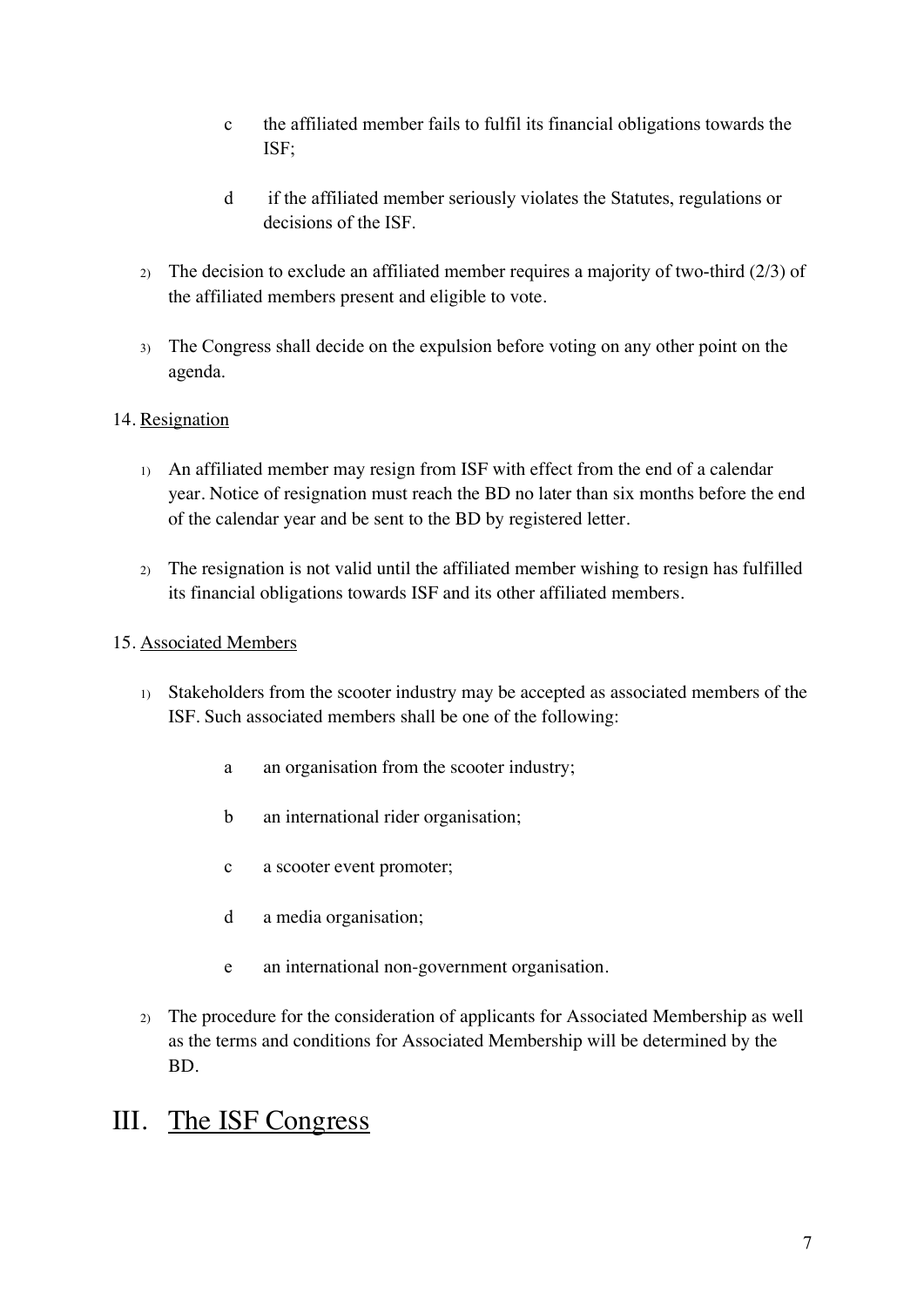c the affiliated member fails to fulfil its financial obligations towards the ISF;

d if the affiliated member seriously violates the Statutes, regulations or decisions of the ISF.

2) The decision to exclude an affiliated member requires a majority of two-third (2/3) of the affiliated members present and eligible to vote.

3) The Congress shall decide on the expulsion before voting on any other point on the agenda.

14. Resignation

1) An affiliated member may resign from ISF with effect from the end of a calendar year. Notice of resignation must reach the BD no later than six months before the end of the calendar year and be sent to the BD by registered letter.

2) The resignation is not valid until the affiliated member wishing to resign has fulfilled its financial obligations towards ISF and its other affiliated members.

15. Associated Members

1) Stakeholders from the scooter industry may be accepted as associated members of the ISF. Such associated members shall be one of the following:

   a an organisation from the scooter industry;

   b an international rider organisation;

   c a scooter event promoter;

   d a media organisation;

   e an international non-government organisation.

2) The procedure for the consideration of applicants for Associated Membership as well as the terms and conditions for Associated Membership will be determined by the BD.

# III. The ISF Congress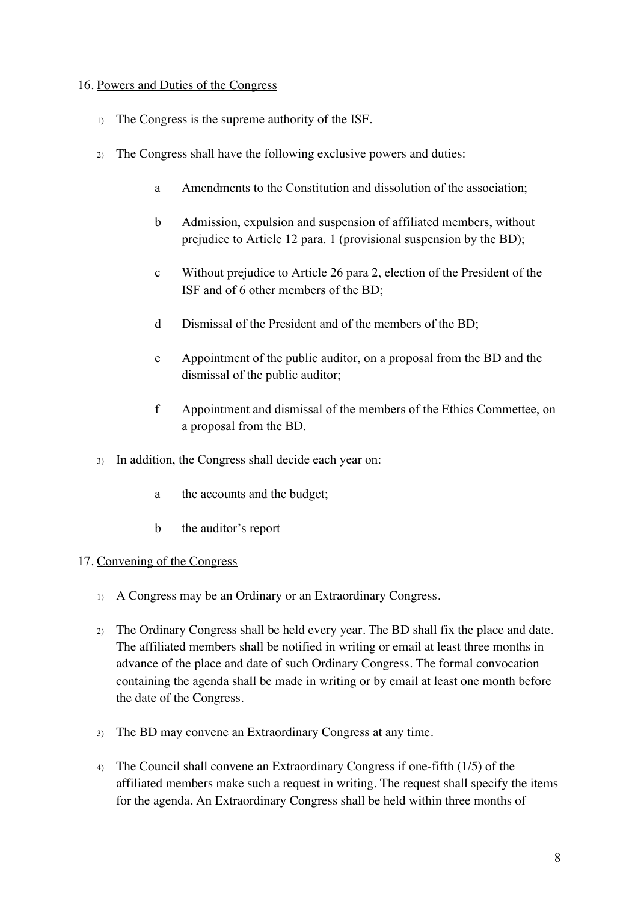16. Powers and Duties of the Congress

1) The Congress is the supreme authority of the ISF.

2) The Congress shall have the following exclusive powers and duties:

   a Amendments to the Constitution and dissolution of the association;

   b Admission, expulsion and suspension of affiliated members, without prejudice to Article 12 para. 1 (provisional suspension by the BD);

   c Without prejudice to Article 26 para 2, election of the President of the ISF and of 6 other members of the BD;

   d Dismissal of the President and of the members of the BD;

   e Appointment of the public auditor, on a proposal from the BD and the dismissal of the public auditor;

   f Appointment and dismissal of the members of the Ethics Commettee, on a proposal from the BD.

3) In addition, the Congress shall decide each year on:

   a the accounts and the budget;

   b the auditor's report

17. Convening of the Congress

1) A Congress may be an Ordinary or an Extraordinary Congress.

2) The Ordinary Congress shall be held every year. The BD shall fix the place and date. The affiliated members shall be notified in writing or email at least three months in advance of the place and date of such Ordinary Congress. The formal convocation containing the agenda shall be made in writing or by email at least one month before the date of the Congress.

3) The BD may convene an Extraordinary Congress at any time.

4) The Council shall convene an Extraordinary Congress if one-fifth (1/5) of the affiliated members make such a request in writing. The request shall specify the items for the agenda. An Extraordinary Congress shall be held within three months of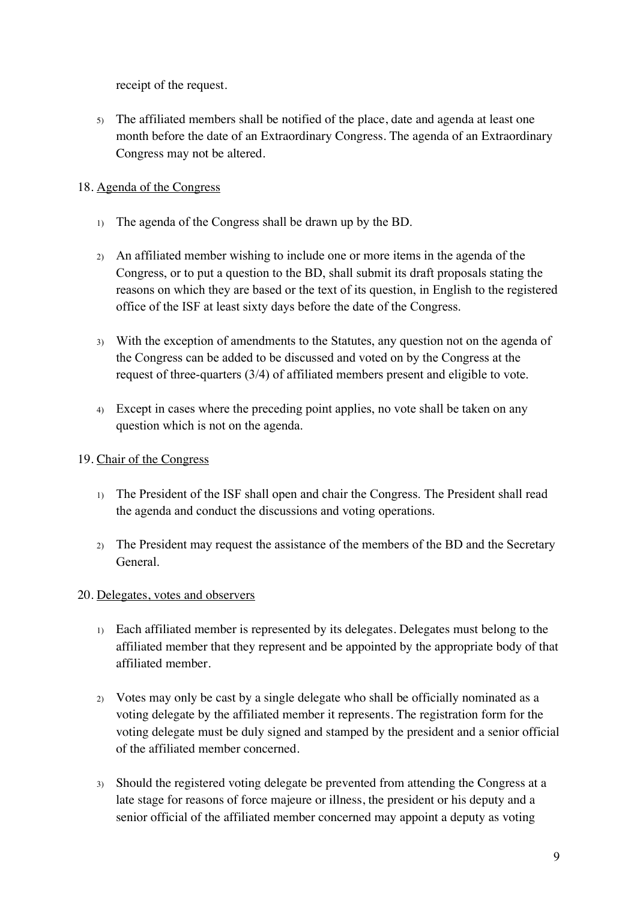receipt of the request.

5) The affiliated members shall be notified of the place, date and agenda at least one month before the date of an Extraordinary Congress. The agenda of an Extraordinary Congress may not be altered.

18. <u>Agenda of the Congress</u>

1) The agenda of the Congress shall be drawn up by the BD.

2) An affiliated member wishing to include one or more items in the agenda of the Congress, or to put a question to the BD, shall submit its draft proposals stating the reasons on which they are based or the text of its question, in English to the registered office of the ISF at least sixty days before the date of the Congress.

3) With the exception of amendments to the Statutes, any question not on the agenda of the Congress can be added to be discussed and voted on by the Congress at the request of three-quarters (3/4) of affiliated members present and eligible to vote.

4) Except in cases where the preceding point applies, no vote shall be taken on any question which is not on the agenda.

19. <u>Chair of the Congress</u>

1) The President of the ISF shall open and chair the Congress. The President shall read the agenda and conduct the discussions and voting operations.

2) The President may request the assistance of the members of the BD and the Secretary General.

20. <u>Delegates, votes and observers</u>

1) Each affiliated member is represented by its delegates. Delegates must belong to the affiliated member that they represent and be appointed by the appropriate body of that affiliated member.

2) Votes may only be cast by a single delegate who shall be officially nominated as a voting delegate by the affiliated member it represents. The registration form for the voting delegate must be duly signed and stamped by the president and a senior official of the affiliated member concerned.

3) Should the registered voting delegate be prevented from attending the Congress at a late stage for reasons of force majeure or illness, the president or his deputy and a senior official of the affiliated member concerned may appoint a deputy as voting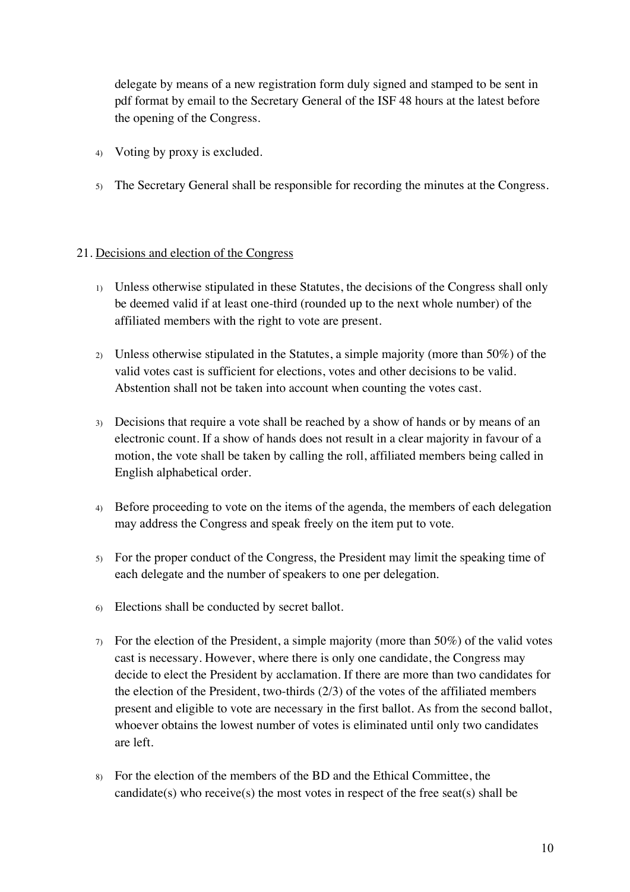delegate by means of a new registration form duly signed and stamped to be sent in pdf format by email to the Secretary General of the ISF 48 hours at the latest before the opening of the Congress.

4) Voting by proxy is excluded.

5) The Secretary General shall be responsible for recording the minutes at the Congress.

21. <u>Decisions and election of the Congress</u>

1) Unless otherwise stipulated in these Statutes, the decisions of the Congress shall only be deemed valid if at least one-third (rounded up to the next whole number) of the affiliated members with the right to vote are present.

2) Unless otherwise stipulated in the Statutes, a simple majority (more than 50%) of the valid votes cast is sufficient for elections, votes and other decisions to be valid. Abstention shall not be taken into account when counting the votes cast.

3) Decisions that require a vote shall be reached by a show of hands or by means of an electronic count. If a show of hands does not result in a clear majority in favour of a motion, the vote shall be taken by calling the roll, affiliated members being called in English alphabetical order.

4) Before proceeding to vote on the items of the agenda, the members of each delegation may address the Congress and speak freely on the item put to vote.

5) For the proper conduct of the Congress, the President may limit the speaking time of each delegate and the number of speakers to one per delegation.

6) Elections shall be conducted by secret ballot.

7) For the election of the President, a simple majority (more than 50%) of the valid votes cast is necessary. However, where there is only one candidate, the Congress may decide to elect the President by acclamation. If there are more than two candidates for the election of the President, two-thirds (2/3) of the votes of the affiliated members present and eligible to vote are necessary in the first ballot. As from the second ballot, whoever obtains the lowest number of votes is eliminated until only two candidates are left.

8) For the election of the members of the BD and the Ethical Committee, the candidate(s) who receive(s) the most votes in respect of the free seat(s) shall be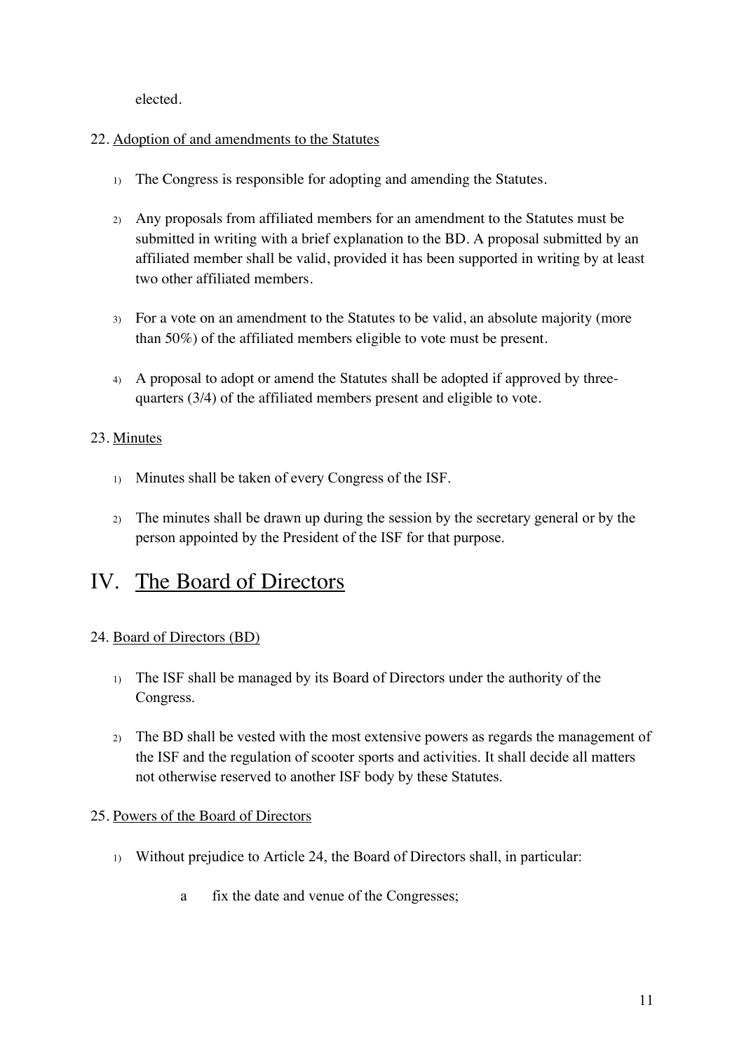elected.

22. Adoption of and amendments to the Statutes

1) The Congress is responsible for adopting and amending the Statutes.

2) Any proposals from affiliated members for an amendment to the Statutes must be submitted in writing with a brief explanation to the BD. A proposal submitted by an affiliated member shall be valid, provided it has been supported in writing by at least two other affiliated members.

3) For a vote on an amendment to the Statutes to be valid, an absolute majority (more than 50%) of the affiliated members eligible to vote must be present.

4) A proposal to adopt or amend the Statutes shall be adopted if approved by three-quarters (3/4) of the affiliated members present and eligible to vote.

23. Minutes

1) Minutes shall be taken of every Congress of the ISF.

2) The minutes shall be drawn up during the session by the secretary general or by the person appointed by the President of the ISF for that purpose.

# IV. The Board of Directors

24. Board of Directors (BD)

1) The ISF shall be managed by its Board of Directors under the authority of the Congress.

2) The BD shall be vested with the most extensive powers as regards the management of the ISF and the regulation of scooter sports and activities. It shall decide all matters not otherwise reserved to another ISF body by these Statutes.

25. Powers of the Board of Directors

1) Without prejudice to Article 24, the Board of Directors shall, in particular:

   a fix the date and venue of the Congresses;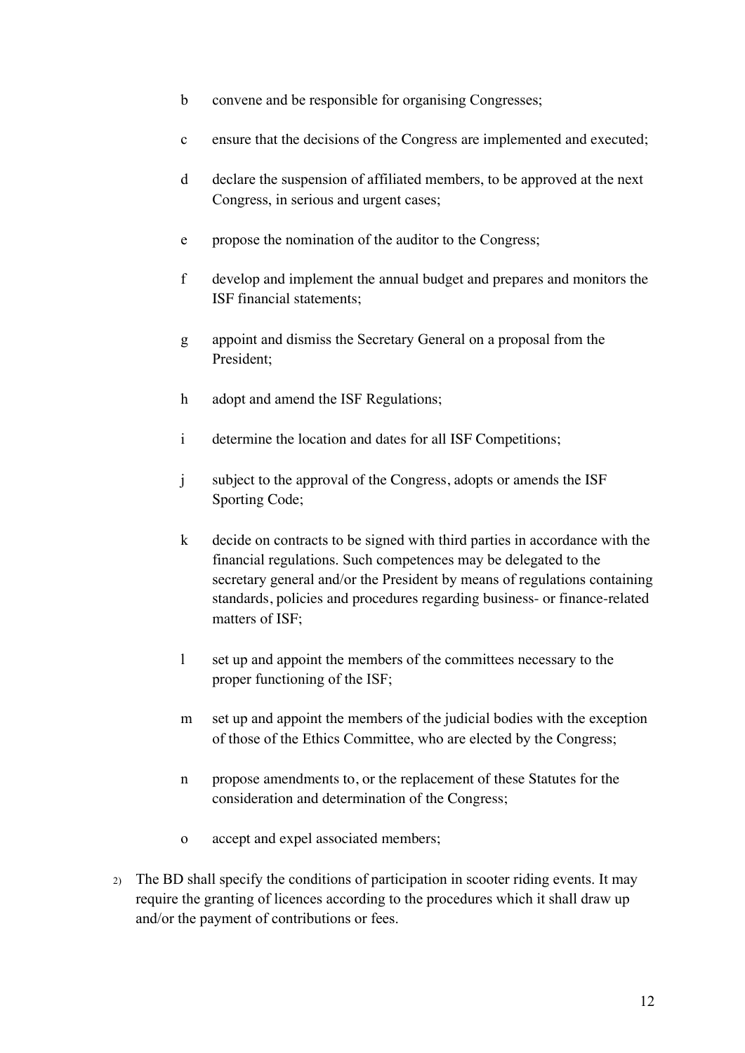b convene and be responsible for organising Congresses;

c ensure that the decisions of the Congress are implemented and executed;

d declare the suspension of affiliated members, to be approved at the next Congress, in serious and urgent cases;

e propose the nomination of the auditor to the Congress;

f develop and implement the annual budget and prepares and monitors the ISF financial statements;

g appoint and dismiss the Secretary General on a proposal from the President;

h adopt and amend the ISF Regulations;

i determine the location and dates for all ISF Competitions;

j subject to the approval of the Congress, adopts or amends the ISF Sporting Code;

k decide on contracts to be signed with third parties in accordance with the financial regulations. Such competences may be delegated to the secretary general and/or the President by means of regulations containing standards, policies and procedures regarding business- or finance-related matters of ISF;

l set up and appoint the members of the committees necessary to the proper functioning of the ISF;

m set up and appoint the members of the judicial bodies with the exception of those of the Ethics Committee, who are elected by the Congress;

n propose amendments to, or the replacement of these Statutes for the consideration and determination of the Congress;

o accept and expel associated members;

2) The BD shall specify the conditions of participation in scooter riding events. It may require the granting of licences according to the procedures which it shall draw up and/or the payment of contributions or fees.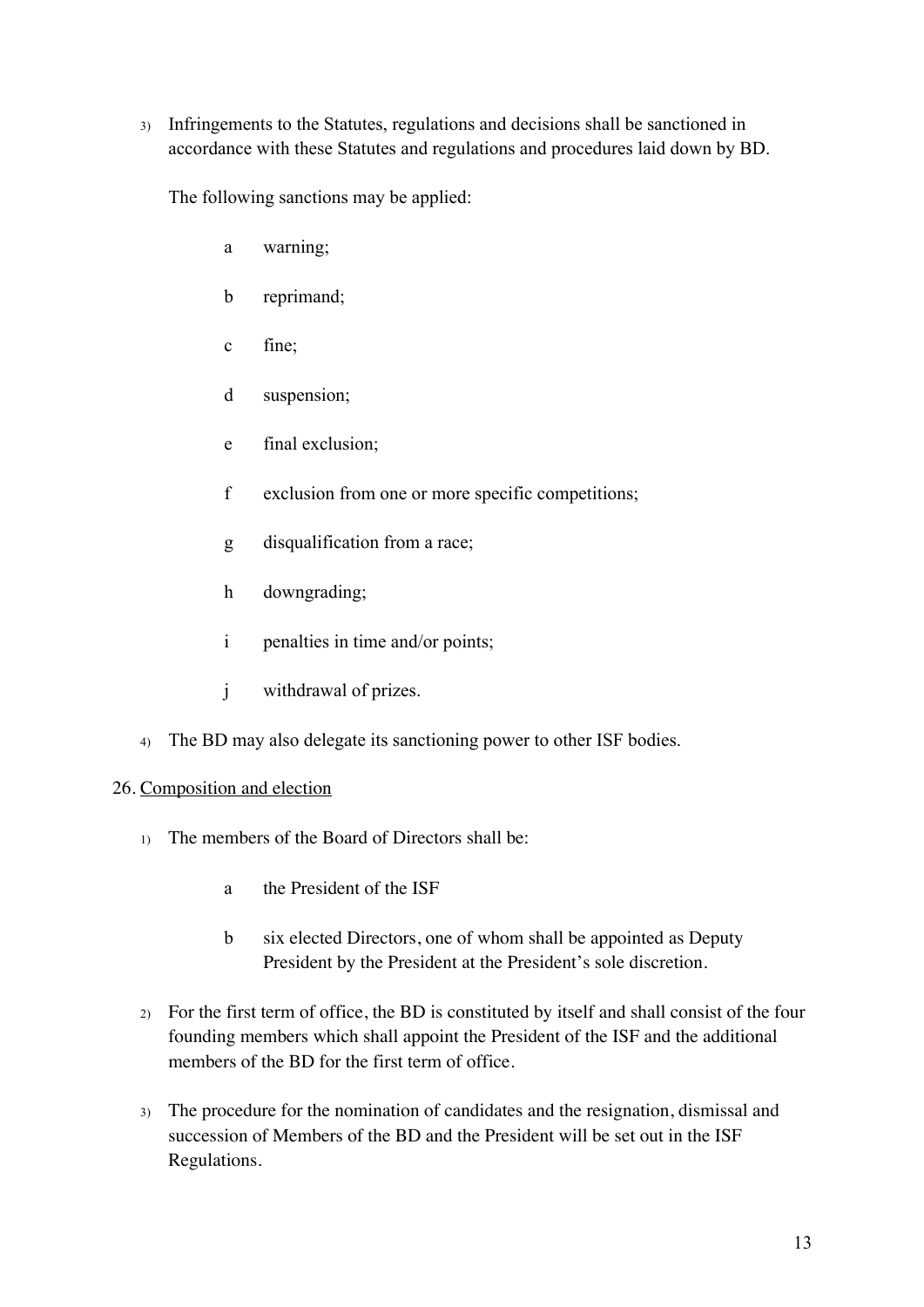3) Infringements to the Statutes, regulations and decisions shall be sanctioned in accordance with these Statutes and regulations and procedures laid down by BD.

   The following sanctions may be applied:

   a warning;

   b reprimand;

   c fine;

   d suspension;

   e final exclusion;

   f exclusion from one or more specific competitions;

   g disqualification from a race;

   h downgrading;

   i penalties in time and/or points;

   j withdrawal of prizes.

4) The BD may also delegate its sanctioning power to other ISF bodies.

26. Composition and election

1) The members of the Board of Directors shall be:

   a the President of the ISF

   b six elected Directors, one of whom shall be appointed as Deputy President by the President at the President's sole discretion.

2) For the first term of office, the BD is constituted by itself and shall consist of the four founding members which shall appoint the President of the ISF and the additional members of the BD for the first term of office.

3) The procedure for the nomination of candidates and the resignation, dismissal and succession of Members of the BD and the President will be set out in the ISF Regulations.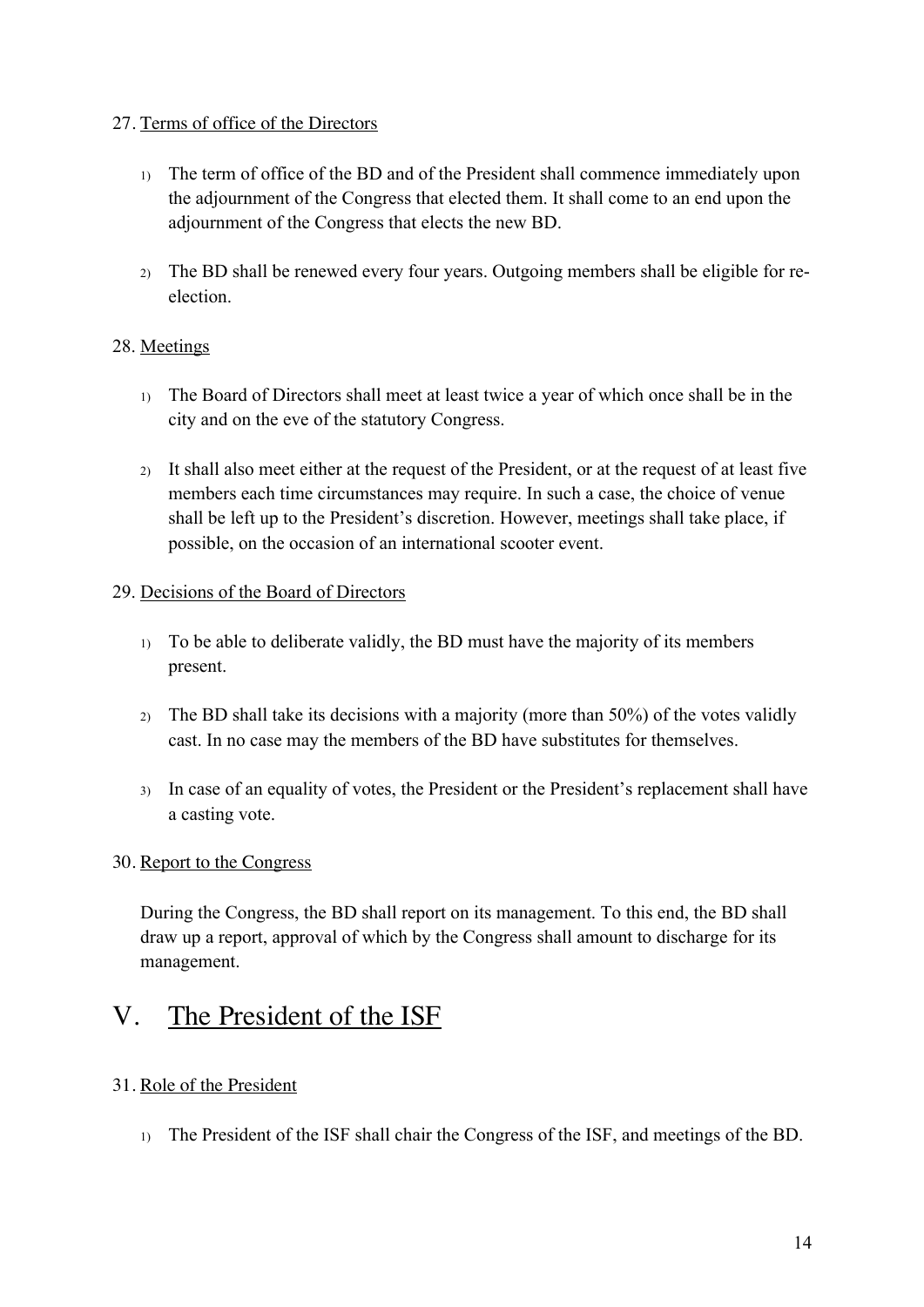27. Terms of office of the Directors

1) The term of office of the BD and of the President shall commence immediately upon the adjournment of the Congress that elected them. It shall come to an end upon the adjournment of the Congress that elects the new BD.

2) The BD shall be renewed every four years. Outgoing members shall be eligible for re-election.

28. Meetings

1) The Board of Directors shall meet at least twice a year of which once shall be in the city and on the eve of the statutory Congress.

2) It shall also meet either at the request of the President, or at the request of at least five members each time circumstances may require. In such a case, the choice of venue shall be left up to the President's discretion. However, meetings shall take place, if possible, on the occasion of an international scooter event.

29. Decisions of the Board of Directors

1) To be able to deliberate validly, the BD must have the majority of its members present.

2) The BD shall take its decisions with a majority (more than 50%) of the votes validly cast. In no case may the members of the BD have substitutes for themselves.

3) In case of an equality of votes, the President or the President's replacement shall have a casting vote.

30. Report to the Congress

During the Congress, the BD shall report on its management. To this end, the BD shall draw up a report, approval of which by the Congress shall amount to discharge for its management.

# V. The President of the ISF

31. Role of the President

1) The President of the ISF shall chair the Congress of the ISF, and meetings of the BD.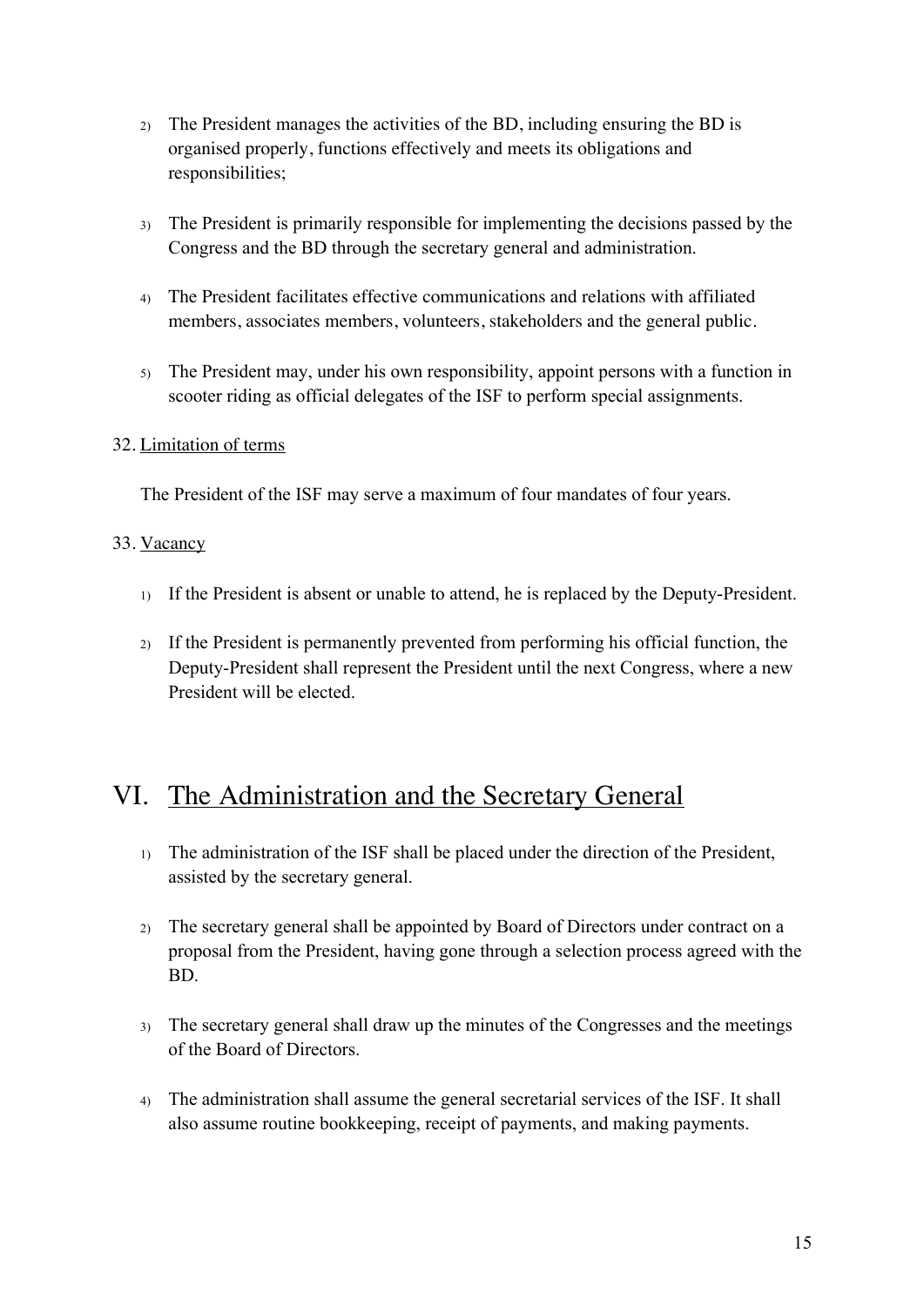2) The President manages the activities of the BD, including ensuring the BD is organised properly, functions effectively and meets its obligations and responsibilities;

3) The President is primarily responsible for implementing the decisions passed by the Congress and the BD through the secretary general and administration.

4) The President facilitates effective communications and relations with affiliated members, associates members, volunteers, stakeholders and the general public.

5) The President may, under his own responsibility, appoint persons with a function in scooter riding as official delegates of the ISF to perform special assignments.

32. Limitation of terms

The President of the ISF may serve a maximum of four mandates of four years.

33. Vacancy

1) If the President is absent or unable to attend, he is replaced by the Deputy-President.

2) If the President is permanently prevented from performing his official function, the Deputy-President shall represent the President until the next Congress, where a new President will be elected.

# VI. The Administration and the Secretary General

1) The administration of the ISF shall be placed under the direction of the President, assisted by the secretary general.

2) The secretary general shall be appointed by Board of Directors under contract on a proposal from the President, having gone through a selection process agreed with the BD.

3) The secretary general shall draw up the minutes of the Congresses and the meetings of the Board of Directors.

4) The administration shall assume the general secretarial services of the ISF. It shall also assume routine bookkeeping, receipt of payments, and making payments.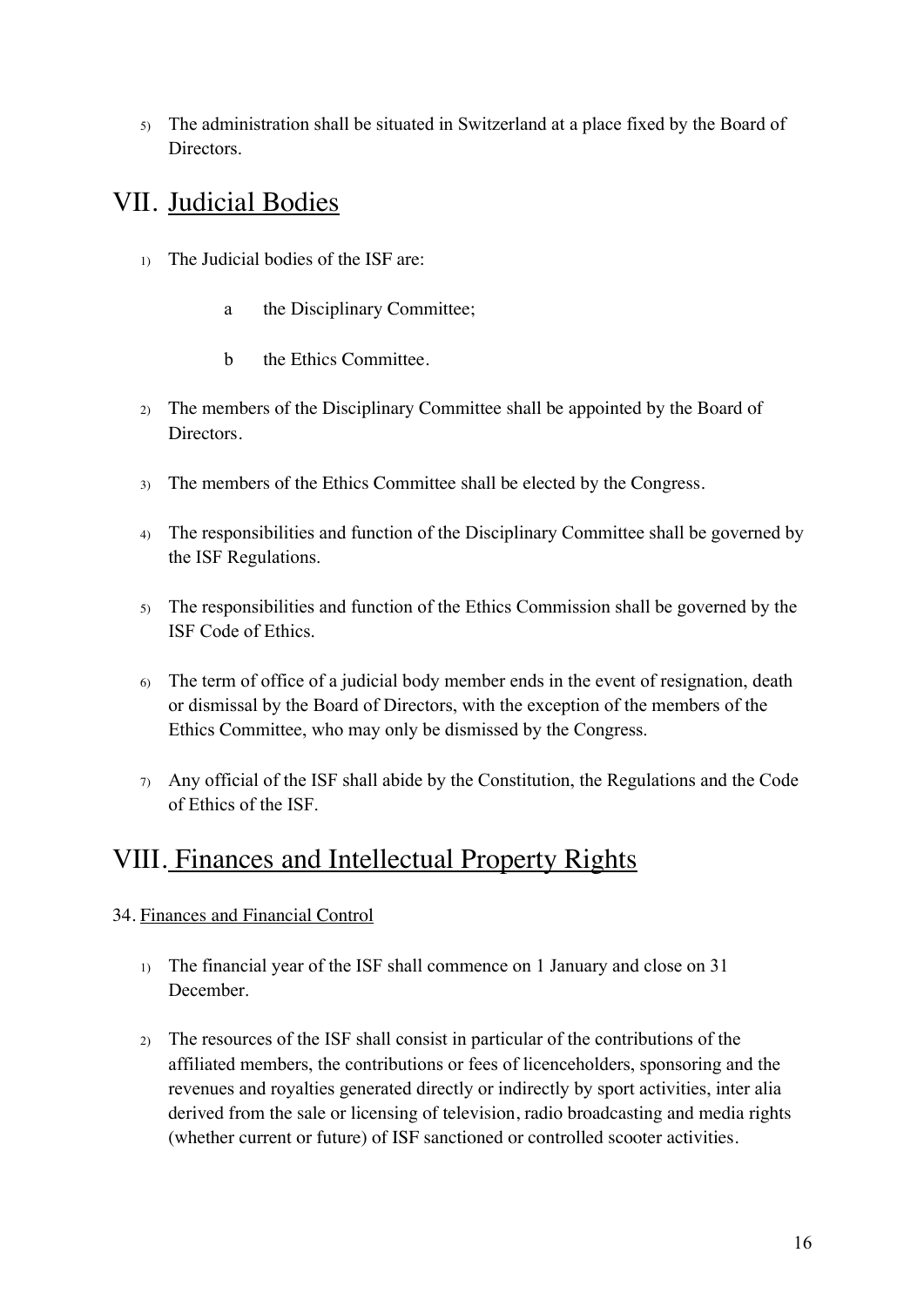5) The administration shall be situated in Switzerland at a place fixed by the Board of Directors.

# VII. Judicial Bodies

1) The Judicial bodies of the ISF are:

    a the Disciplinary Committee;

    b the Ethics Committee.

2) The members of the Disciplinary Committee shall be appointed by the Board of Directors.

3) The members of the Ethics Committee shall be elected by the Congress.

4) The responsibilities and function of the Disciplinary Committee shall be governed by the ISF Regulations.

5) The responsibilities and function of the Ethics Commission shall be governed by the ISF Code of Ethics.

6) The term of office of a judicial body member ends in the event of resignation, death or dismissal by the Board of Directors, with the exception of the members of the Ethics Committee, who may only be dismissed by the Congress.

7) Any official of the ISF shall abide by the Constitution, the Regulations and the Code of Ethics of the ISF.

# VIII. Finances and Intellectual Property Rights

## 34. Finances and Financial Control

1) The financial year of the ISF shall commence on 1 January and close on 31 December.

2) The resources of the ISF shall consist in particular of the contributions of the affiliated members, the contributions or fees of licenceholders, sponsoring and the revenues and royalties generated directly or indirectly by sport activities, inter alia derived from the sale or licensing of television, radio broadcasting and media rights (whether current or future) of ISF sanctioned or controlled scooter activities.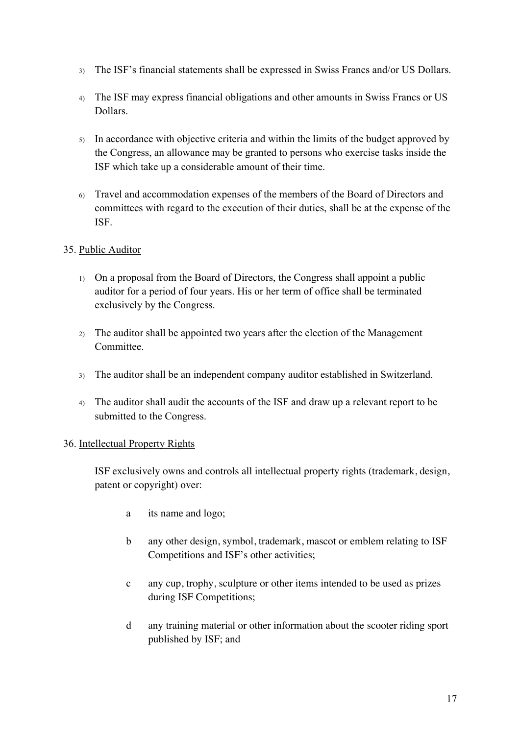3) The ISF's financial statements shall be expressed in Swiss Francs and/or US Dollars.

4) The ISF may express financial obligations and other amounts in Swiss Francs or US Dollars.

5) In accordance with objective criteria and within the limits of the budget approved by the Congress, an allowance may be granted to persons who exercise tasks inside the ISF which take up a considerable amount of their time.

6) Travel and accommodation expenses of the members of the Board of Directors and committees with regard to the execution of their duties, shall be at the expense of the ISF.

35. <u>Public Auditor</u>

1) On a proposal from the Board of Directors, the Congress shall appoint a public auditor for a period of four years. His or her term of office shall be terminated exclusively by the Congress.

2) The auditor shall be appointed two years after the election of the Management Committee.

3) The auditor shall be an independent company auditor established in Switzerland.

4) The auditor shall audit the accounts of the ISF and draw up a relevant report to be submitted to the Congress.

36. <u>Intellectual Property Rights</u>

ISF exclusively owns and controls all intellectual property rights (trademark, design, patent or copyright) over:

a its name and logo;

b any other design, symbol, trademark, mascot or emblem relating to ISF Competitions and ISF's other activities;

c any cup, trophy, sculpture or other items intended to be used as prizes during ISF Competitions;

d any training material or other information about the scooter riding sport published by ISF; and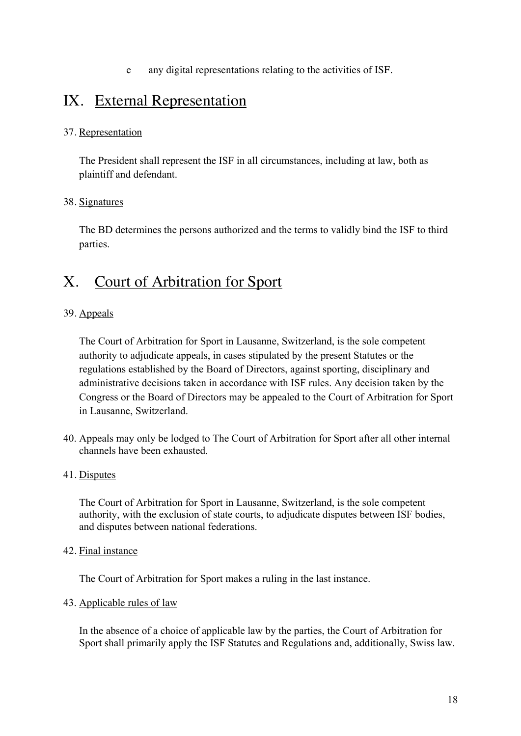e any digital representations relating to the activities of ISF.

# IX. External Representation

37. Representation

The President shall represent the ISF in all circumstances, including at law, both as plaintiff and defendant.

38. Signatures

The BD determines the persons authorized and the terms to validly bind the ISF to third parties.

# X. Court of Arbitration for Sport

39. Appeals

The Court of Arbitration for Sport in Lausanne, Switzerland, is the sole competent authority to adjudicate appeals, in cases stipulated by the present Statutes or the regulations established by the Board of Directors, against sporting, disciplinary and administrative decisions taken in accordance with ISF rules. Any decision taken by the Congress or the Board of Directors may be appealed to the Court of Arbitration for Sport in Lausanne, Switzerland.

40. Appeals may only be lodged to The Court of Arbitration for Sport after all other internal channels have been exhausted.

41. Disputes

The Court of Arbitration for Sport in Lausanne, Switzerland, is the sole competent authority, with the exclusion of state courts, to adjudicate disputes between ISF bodies, and disputes between national federations.

42. Final instance

The Court of Arbitration for Sport makes a ruling in the last instance.

43. Applicable rules of law

In the absence of a choice of applicable law by the parties, the Court of Arbitration for Sport shall primarily apply the ISF Statutes and Regulations and, additionally, Swiss law.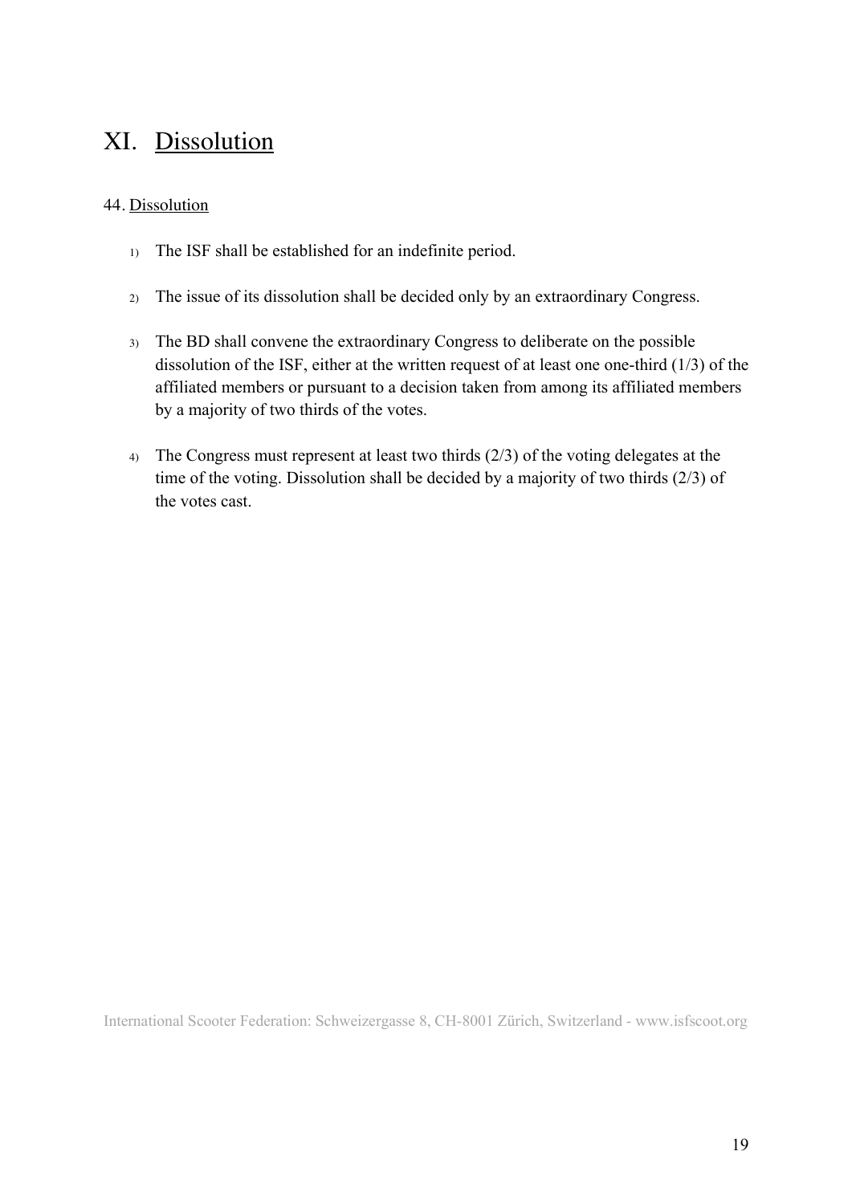# XI. Dissolution

## 44. Dissolution

1) The ISF shall be established for an indefinite period.

2) The issue of its dissolution shall be decided only by an extraordinary Congress.

3) The BD shall convene the extraordinary Congress to deliberate on the possible dissolution of the ISF, either at the written request of at least one one-third (1/3) of the affiliated members or pursuant to a decision taken from among its affiliated members by a majority of two thirds of the votes.

4) The Congress must represent at least two thirds (2/3) of the voting delegates at the time of the voting. Dissolution shall be decided by a majority of two thirds (2/3) of the votes cast.